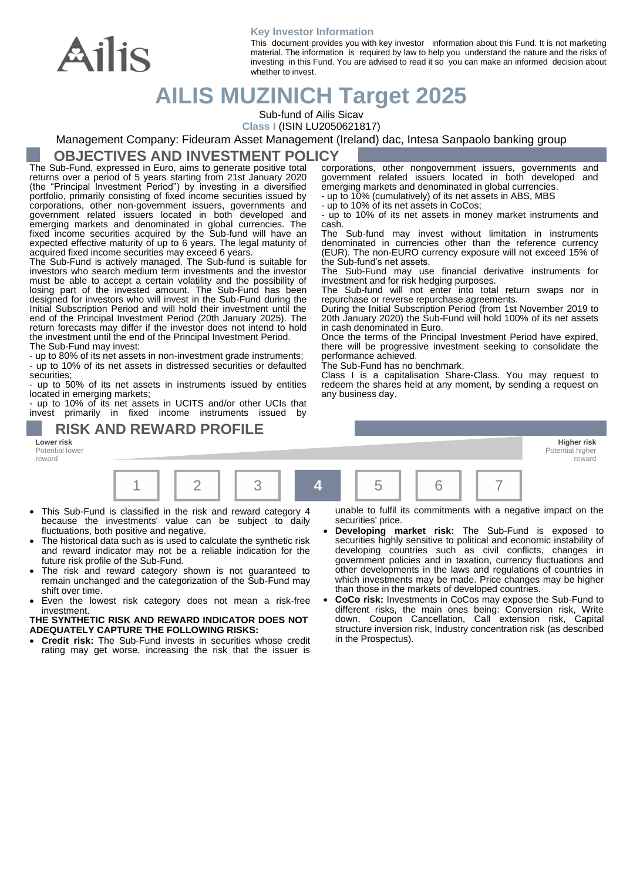**Key Investor Information**

This document provides you with key investor information about this Fund. It is not marketing material. The information is required by law to help you understand the nature and the risks of investing in this Fund. You are advised to read it so you can make an informed decision about whether to invest.

# AILIS MUZINICH Target 2025

Sub-fund of Ailis Sicav

**Class I** (ISIN LU2050621817)

Management Company: Fideuram Asset Management (Ireland) dac, Intesa Sanpaolo banking group

## OBJECTIVES AND INVESTMENT POLICY

The Sub-Fund, expressed in Euro, aims to generate positive total returns over a period of 5 years starting from 21st January 2020 (the “Principal Investment Period”) by investing in a diversified portfolio, primarily consisting of fixed income securities issued by corporations, other non-government issuers, governments and government related issuers located in both developed and emerging markets and denominated in global currencies. The fixed income securities acquired by the Sub-fund will have an expected effective maturity of up to 6 years. The legal maturity of acquired fixed income securities may exceed 6 years.

The Sub-Fund is actively managed. The Sub-fund is suitable for investors who search medium term investments and the investor must be able to accept a certain volatility and the possibility of losing part of the invested amount. The Sub-Fund has been designed for investors who will invest in the Sub-Fund during the Initial Subscription Period and will hold their investment until the end of the Principal Investment Period (20th January 2025). The return forecasts may differ if the investor does not intend to hold the investment until the end of the Principal Investment Period.

The Sub-Fund may invest:

- up to 80% of its net assets in non-investment grade instruments;
- up to 10% of its net assets in distressed securities or defaulted securities;
- up to 50% of its net assets in instruments issued by entities located in emerging markets;
- up to 10% of its net assets in UCITS and/or other UCIs that invest primarily in fixed income instruments issued by corporations, other nongovernment issuers, governments and government related issuers located in both developed and emerging markets and denominated in global currencies.
- up to 10% (cumulatively) of its net assets in ABS, MBS
- up to 10% of its net assets in CoCos;
- up to 10% of its net assets in money market instruments and cash.

The Sub-fund may invest without limitation in instruments denominated in currencies other than the reference currency (EUR). The non-EURO currency exposure will not exceed 15% of the Sub-fund’s net assets.

The Sub-Fund may use financial derivative instruments for investment and for risk hedging purposes.

The Sub-fund will not enter into total return swaps nor in repurchase or reverse repurchase agreements.

During the Initial Subscription Period (from 1st November 2019 to 20th January 2020) the Sub-Fund will hold 100% of its net assets in cash denominated in Euro.

Once the terms of the Principal Investment Period have expired, there will be progressive investment seeking to consolidate the performance achieved.

The Sub-Fund has no benchmark.

Class I is a capitalisation Share-Class. You may request to redeem the shares held at any moment, by sending a request on any business day.

## RISK AND REWARD PROFILE

| **Lower risk** Potential lower reward | | | | | | **Higher risk** Potential higher reward |
|---|---|---|---|---|---|---|
| 1 | 2 | 3 | **4** | 5 | 6 | 7 |

- This Sub-Fund is classified in the risk and reward category 4 because the investments' value can be subject to daily fluctuations, both positive and negative.
- The historical data such as is used to calculate the synthetic risk and reward indicator may not be a reliable indication for the future risk profile of the Sub-Fund.
- The risk and reward category shown is not guaranteed to remain unchanged and the categorization of the Sub-Fund may shift over time.
- Even the lowest risk category does not mean a risk-free investment.

**THE SYNTHETIC RISK AND REWARD INDICATOR DOES NOT ADEQUATELY CAPTURE THE FOLLOWING RISKS:**

- **Credit risk:** The Sub-Fund invests in securities whose credit rating may get worse, increasing the risk that the issuer is unable to fulfil its commitments with a negative impact on the securities' price.
- **Developing market risk:** The Sub-Fund is exposed to securities highly sensitive to political and economic instability of developing countries such as civil conflicts, changes in government policies and in taxation, currency fluctuations and other developments in the laws and regulations of countries in which investments may be made. Price changes may be higher than those in the markets of developed countries.
- **CoCo risk:** Investments in CoCos may expose the Sub-Fund to different risks, the main ones being: Conversion risk, Write down, Coupon Cancellation, Call extension risk, Capital structure inversion risk, Industry concentration risk (as described in the Prospectus).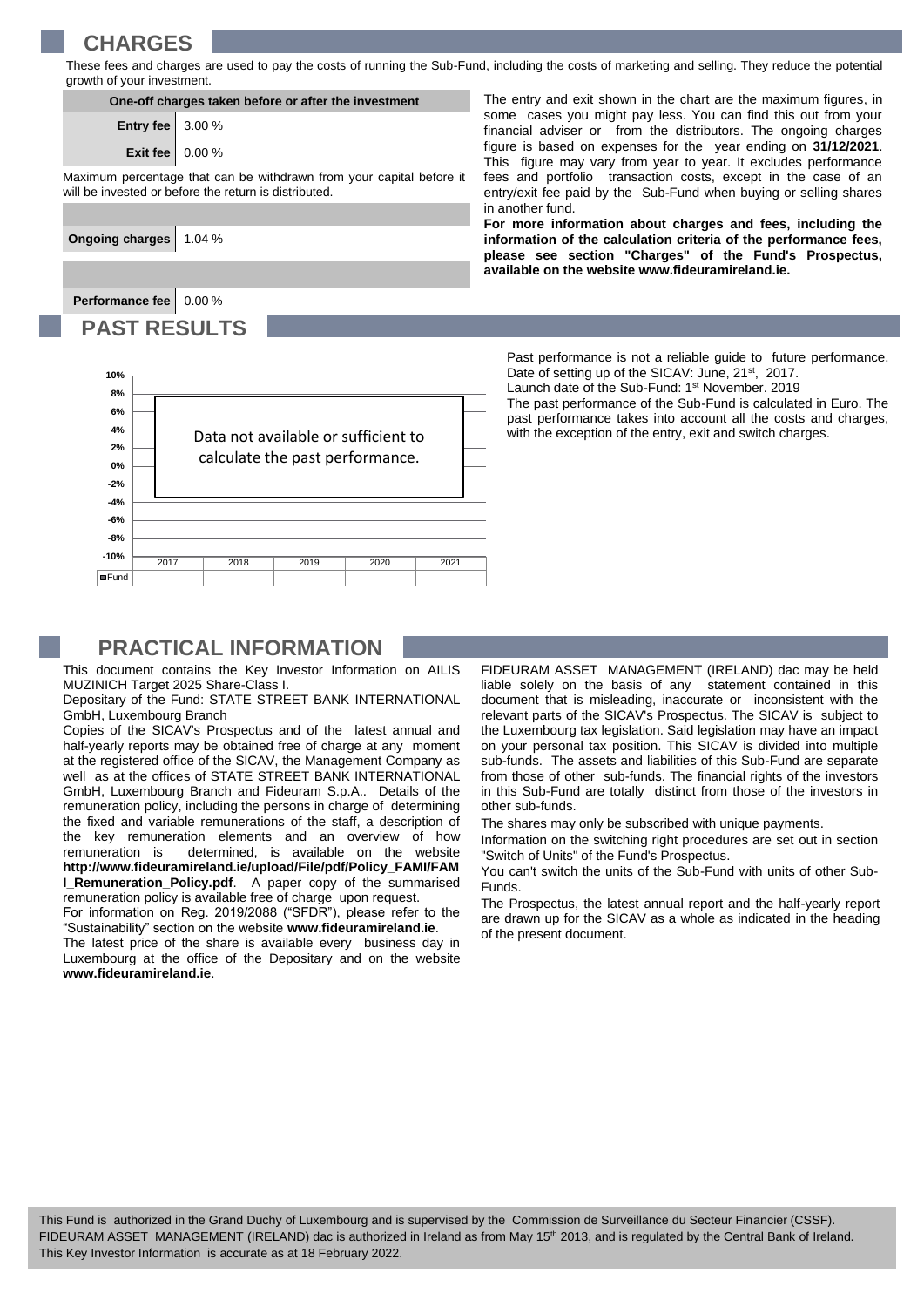## CHARGES

These fees and charges are used to pay the costs of running the Sub-Fund, including the costs of marketing and selling. They reduce the potential growth of your investment.

| One-off charges taken before or after the investment | |
|---|---|
| **Entry fee** | 3.00 % |
| **Exit fee** | 0.00 % |

Maximum percentage that can be withdrawn from your capital before it will be invested or before the return is distributed.

| | |
|---|---|
| **Ongoing charges** | 1.04 % |

| | |
|---|---|
| **Performance fee** | 0.00 % |

The entry and exit shown in the chart are the maximum figures, in some cases you might pay less. You can find this out from your financial adviser or from the distributors. The ongoing charges figure is based on expenses for the year ending on **31/12/2021**. This figure may vary from year to year. It excludes performance fees and portfolio transaction costs, except in the case of an entry/exit fee paid by the Sub-Fund when buying or selling shares in another fund.

**For more information about charges and fees, including the information of the calculation criteria of the performance fees, please see section "Charges" of the Fund's Prospectus, available on the website www.fideuramireland.ie.**

## PAST RESULTS

10%
8%
6%
4%
2%
0%
-2%
-4%
-6%
-8%
-10%

Data not available or sufficient to calculate the past performance.

2017 2018 2019 2020 2021

Fund

Past performance is not a reliable guide to future performance.
Date of setting up of the SICAV: June, 21st, 2017.
Launch date of the Sub-Fund: 1st November. 2019
The past performance of the Sub-Fund is calculated in Euro. The past performance takes into account all the costs and charges, with the exception of the entry, exit and switch charges.

## PRACTICAL INFORMATION

This document contains the Key Investor Information on AILIS MUZINICH Target 2025 Share-Class I.

Depositary of the Fund: STATE STREET BANK INTERNATIONAL GmbH, Luxembourg Branch

Copies of the SICAV's Prospectus and of the latest annual and half-yearly reports may be obtained free of charge at any moment at the registered office of the SICAV, the Management Company as well as at the offices of STATE STREET BANK INTERNATIONAL GmbH, Luxembourg Branch and Fideuram S.p.A.. Details of the remuneration policy, including the persons in charge of determining the fixed and variable remunerations of the staff, a description of the key remuneration elements and an overview of how remuneration is determined, is available on the website **http://www.fideuramireland.ie/upload/File/pdf/Policy_FAMI/FAMI_Remuneration_Policy.pdf**. A paper copy of the summarised remuneration policy is available free of charge upon request.

For information on Reg. 2019/2088 ("SFDR"), please refer to the "Sustainability" section on the website **www.fideuramireland.ie**.

The latest price of the share is available every business day in Luxembourg at the office of the Depositary and on the website **www.fideuramireland.ie**.

FIDEURAM ASSET MANAGEMENT (IRELAND) dac may be held liable solely on the basis of any statement contained in this document that is misleading, inaccurate or inconsistent with the relevant parts of the SICAV's Prospectus. The SICAV is subject to the Luxembourg tax legislation. Said legislation may have an impact on your personal tax position. This SICAV is divided into multiple sub-funds. The assets and liabilities of this Sub-Fund are separate from those of other sub-funds. The financial rights of the investors in this Sub-Fund are totally distinct from those of the investors in other sub-funds.

The shares may only be subscribed with unique payments.

Information on the switching right procedures are set out in section "Switch of Units" of the Fund's Prospectus.

You can't switch the units of the Sub-Fund with units of other Sub-Funds.

The Prospectus, the latest annual report and the half-yearly report are drawn up for the SICAV as a whole as indicated in the heading of the present document.

This Fund is authorized in the Grand Duchy of Luxembourg and is supervised by the Commission de Surveillance du Secteur Financier (CSSF).
FIDEURAM ASSET MANAGEMENT (IRELAND) dac is authorized in Ireland as from May 15th 2013, and is regulated by the Central Bank of Ireland.
This Key Investor Information is accurate as at 18 February 2022.